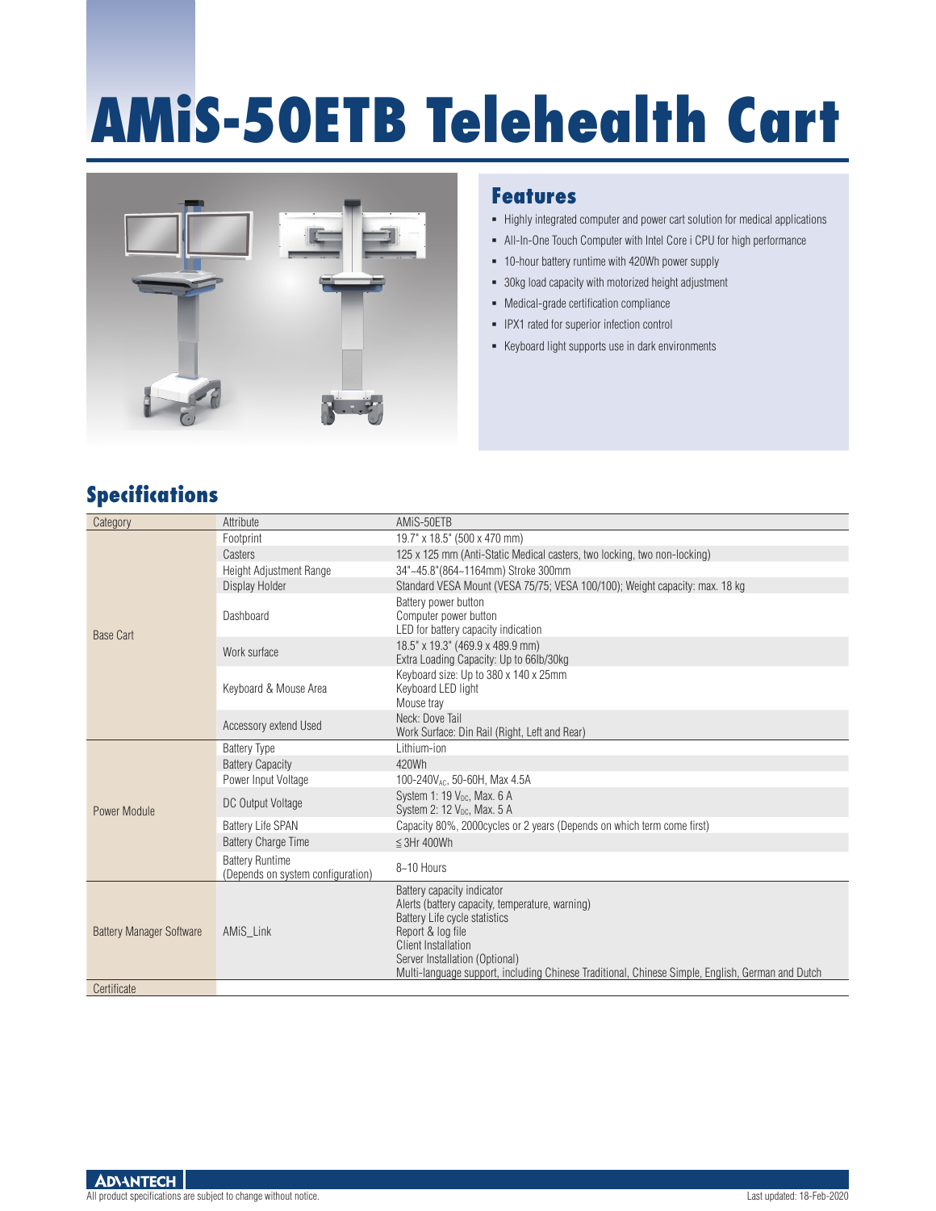# AMiS-50ETB Telehealth Cart

## Features

- Highly integrated computer and power cart solution for medical applications
- All-In-One Touch Computer with Intel Core i CPU for high performance
- 10-hour battery runtime with 420Wh power supply
- 30kg load capacity with motorized height adjustment
- Medical-grade certification compliance
- IPX1 rated for superior infection control
- Keyboard light supports use in dark environments

## Specifications

| Category | Attribute | AMiS-50ETB |
|---|---|---|
| Base Cart | Footprint | 19.7" x 18.5" (500 x 470 mm) |
| | Casters | 125 x 125 mm (Anti-Static Medical casters, two locking, two non-locking) |
| | Height Adjustment Range | 34"~45.8"(864~1164mm) Stroke 300mm |
| | Display Holder | Standard VESA Mount (VESA 75/75; VESA 100/100); Weight capacity: max. 18 kg |
| | Dashboard | Battery power button<br>Computer power button<br>LED for battery capacity indication |
| | Work surface | 18.5" x 19.3" (469.9 x 489.9 mm)<br>Extra Loading Capacity: Up to 66lb/30kg |
| | Keyboard & Mouse Area | Keyboard size: Up to 380 x 140 x 25mm<br>Keyboard LED light<br>Mouse tray |
| | Accessory extend Used | Neck: Dove Tail<br>Work Surface: Din Rail (Right, Left and Rear) |
| Power Module | Battery Type | Lithium-ion |
| | Battery Capacity | 420Wh |
| | Power Input Voltage | 100-240$V_{AC}$, 50-60H, Max 4.5A |
| | DC Output Voltage | System 1: 19 $V_{DC}$, Max. 6 A<br>System 2: 12 $V_{DC}$, Max. 5 A |
| | Battery Life SPAN | Capacity 80%, 2000cycles or 2 years (Depends on which term come first) |
| | Battery Charge Time | ≦3Hr 400Wh |
| | Battery Runtime (Depends on system configuration) | 8~10 Hours |
| Battery Manager Software | AMiS_Link | Battery capacity indicator<br>Alerts (battery capacity, temperature, warning)<br>Battery Life cycle statistics<br>Report & log file<br>Client Installation<br>Server Installation (Optional)<br>Multi-language support, including Chinese Traditional, Chinese Simple, English, German and Dutch |
| Certificate | | |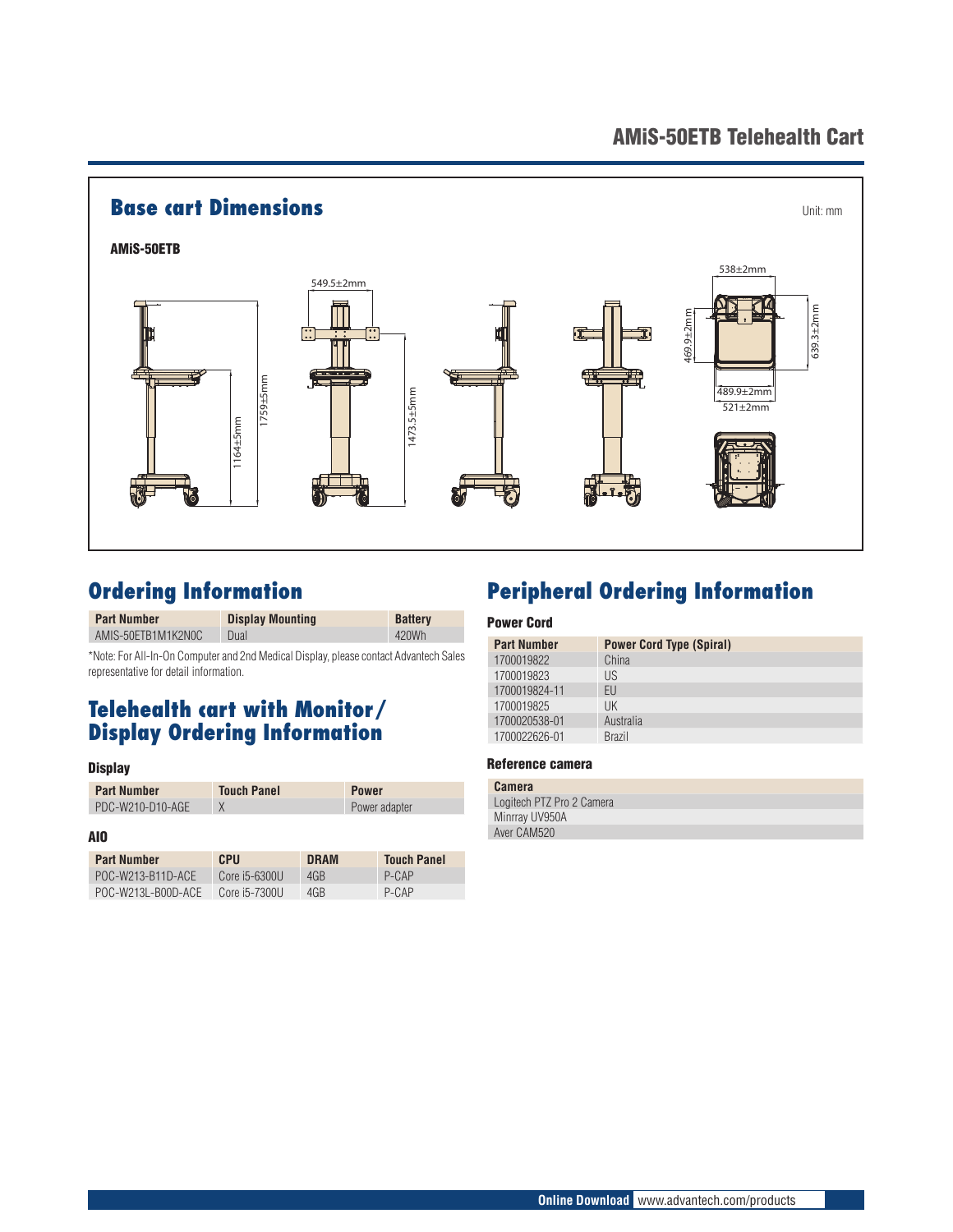# AMiS-50ETB Telehealth Cart

## Base cart Dimensions

Unit: mm

**AMiS-50ETB**

549.5±2mm
1164±5mm
1759±5mm
1473.5±5mm
538±2mm
469.9±2mm
639.3±2mm
489.9±2mm
521±2mm

## Ordering Information

| Part Number | Display Mounting | Battery |
|---|---|---|
| AMIS-50ETB1M1K2N0C | Dual | 420Wh |

*Note: For All-In-On Computer and 2nd Medical Display, please contact Advantech Sales representative for detail information.

## Telehealth cart with Monitor/ Display Ordering Information

### Display

| Part Number | Touch Panel | Power |
|---|---|---|
| PDC-W210-D10-AGE | X | Power adapter |

### AIO

| Part Number | CPU | DRAM | Touch Panel |
|---|---|---|---|
| POC-W213-B11D-ACE | Core i5-6300U | 4GB | P-CAP |
| POC-W213L-B00D-ACE | Core i5-7300U | 4GB | P-CAP |

## Peripheral Ordering Information

### Power Cord

| Part Number | Power Cord Type (Spiral) |
|---|---|
| 1700019822 | China |
| 1700019823 | US |
| 1700019824-11 | EU |
| 1700019825 | UK |
| 1700020538-01 | Australia |
| 1700022626-01 | Brazil |

### Reference camera

| Camera |
|---|
| Logitech PTZ Pro 2 Camera |
| Minrray UV950A |
| Aver CAM520 |

Online Download www.advantech.com/products